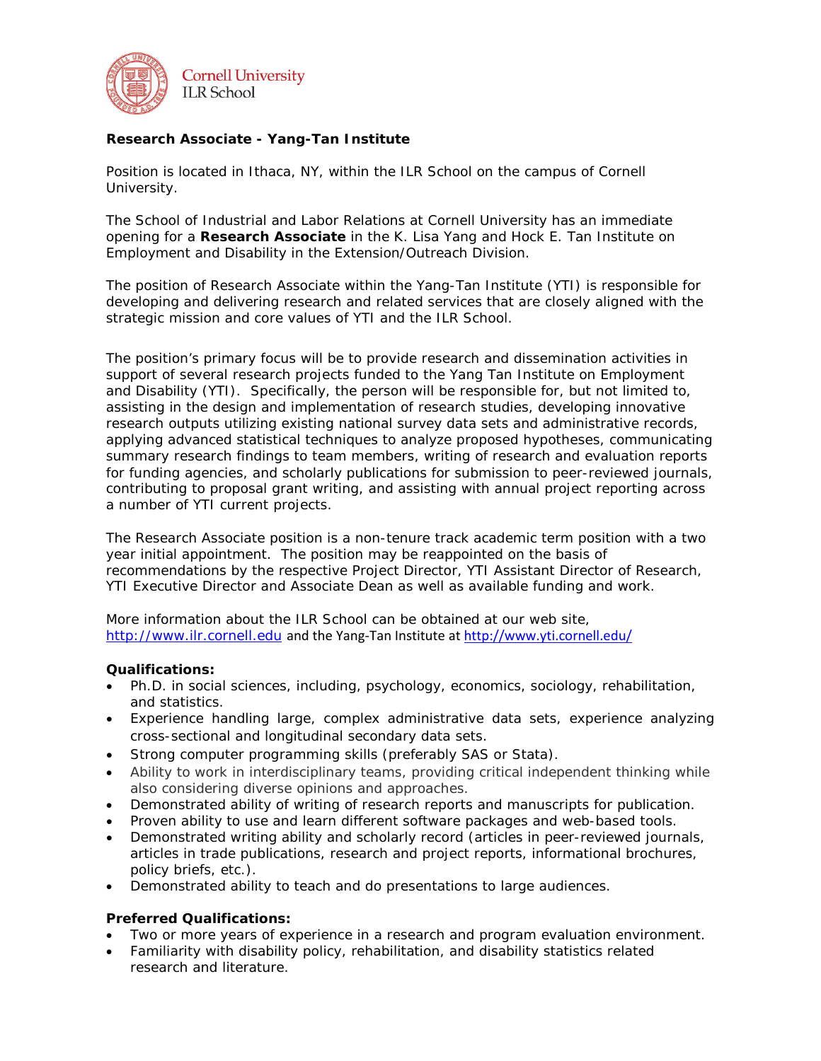Cornell University
ILR School

**Research Associate - Yang-Tan Institute**

Position is located in Ithaca, NY, within the ILR School on the campus of Cornell University.

The School of Industrial and Labor Relations at Cornell University has an immediate opening for a **Research Associate** in the K. Lisa Yang and Hock E. Tan Institute on Employment and Disability in the Extension/Outreach Division.

The position of Research Associate within the Yang-Tan Institute (YTI) is responsible for developing and delivering research and related services that are closely aligned with the strategic mission and core values of YTI and the ILR School.

The position's primary focus will be to provide research and dissemination activities in support of several research projects funded to the Yang Tan Institute on Employment and Disability (YTI). Specifically, the person will be responsible for, but not limited to, assisting in the design and implementation of research studies, developing innovative research outputs utilizing existing national survey data sets and administrative records, applying advanced statistical techniques to analyze proposed hypotheses, communicating summary research findings to team members, writing of research and evaluation reports for funding agencies, and scholarly publications for submission to peer-reviewed journals, contributing to proposal grant writing, and assisting with annual project reporting across a number of YTI current projects.

The Research Associate position is a non-tenure track academic term position with a two year initial appointment. The position may be reappointed on the basis of recommendations by the respective Project Director, YTI Assistant Director of Research, YTI Executive Director and Associate Dean as well as available funding and work.

More information about the ILR School can be obtained at our web site, http://www.ilr.cornell.edu and the Yang-Tan Institute at http://www.yti.cornell.edu/

**Qualifications:**

- Ph.D. in social sciences, including, psychology, economics, sociology, rehabilitation, and statistics.
- Experience handling large, complex administrative data sets, experience analyzing cross-sectional and longitudinal secondary data sets.
- Strong computer programming skills (preferably SAS or Stata).
- Ability to work in interdisciplinary teams, providing critical independent thinking while also considering diverse opinions and approaches.
- Demonstrated ability of writing of research reports and manuscripts for publication.
- Proven ability to use and learn different software packages and web-based tools.
- Demonstrated writing ability and scholarly record (articles in peer-reviewed journals, articles in trade publications, research and project reports, informational brochures, policy briefs, etc.).
- Demonstrated ability to teach and do presentations to large audiences.

**Preferred Qualifications:**

- Two or more years of experience in a research and program evaluation environment.
- Familiarity with disability policy, rehabilitation, and disability statistics related research and literature.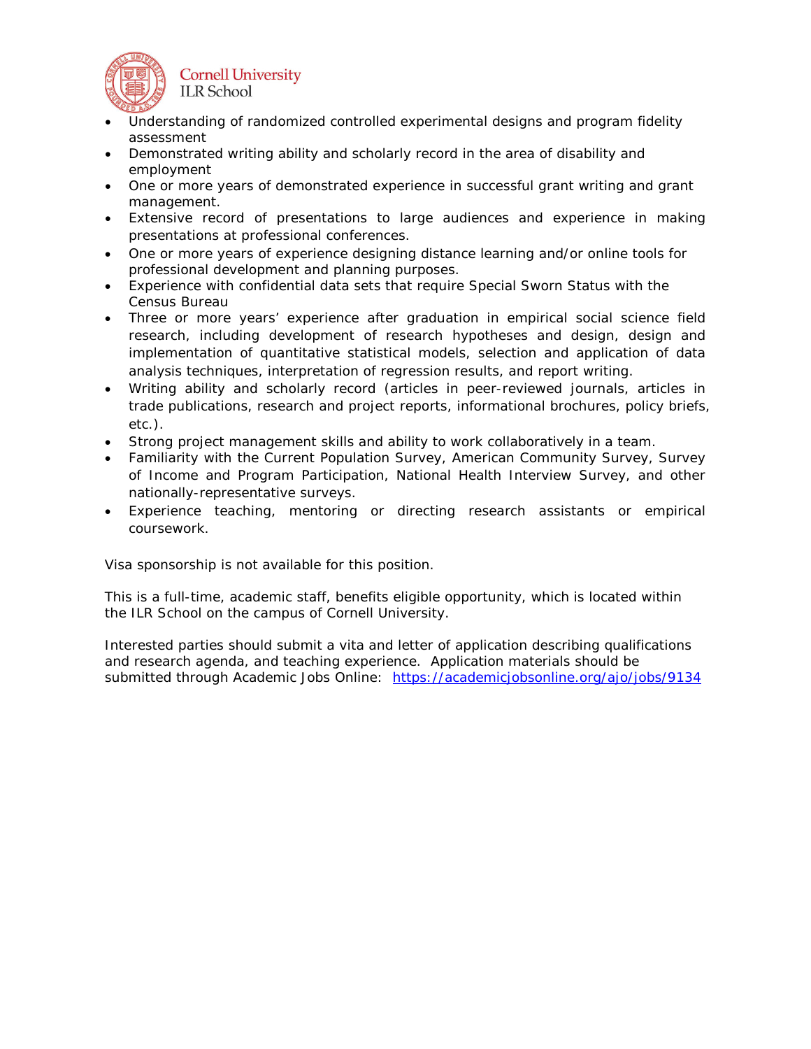- Understanding of randomized controlled experimental designs and program fidelity assessment
- Demonstrated writing ability and scholarly record in the area of disability and employment
- One or more years of demonstrated experience in successful grant writing and grant management.
- Extensive record of presentations to large audiences and experience in making presentations at professional conferences.
- One or more years of experience designing distance learning and/or online tools for professional development and planning purposes.
- Experience with confidential data sets that require Special Sworn Status with the Census Bureau
- Three or more years' experience after graduation in empirical social science field research, including development of research hypotheses and design, design and implementation of quantitative statistical models, selection and application of data analysis techniques, interpretation of regression results, and report writing.
- Writing ability and scholarly record (articles in peer-reviewed journals, articles in trade publications, research and project reports, informational brochures, policy briefs, etc.).
- Strong project management skills and ability to work collaboratively in a team.
- Familiarity with the Current Population Survey, American Community Survey, Survey of Income and Program Participation, National Health Interview Survey, and other nationally-representative surveys.
- Experience teaching, mentoring or directing research assistants or empirical coursework.

Visa sponsorship is not available for this position.

This is a full-time, academic staff, benefits eligible opportunity, which is located within the ILR School on the campus of Cornell University.

Interested parties should submit a vita and letter of application describing qualifications and research agenda, and teaching experience. Application materials should be submitted through Academic Jobs Online: https://academicjobsonline.org/ajo/jobs/9134